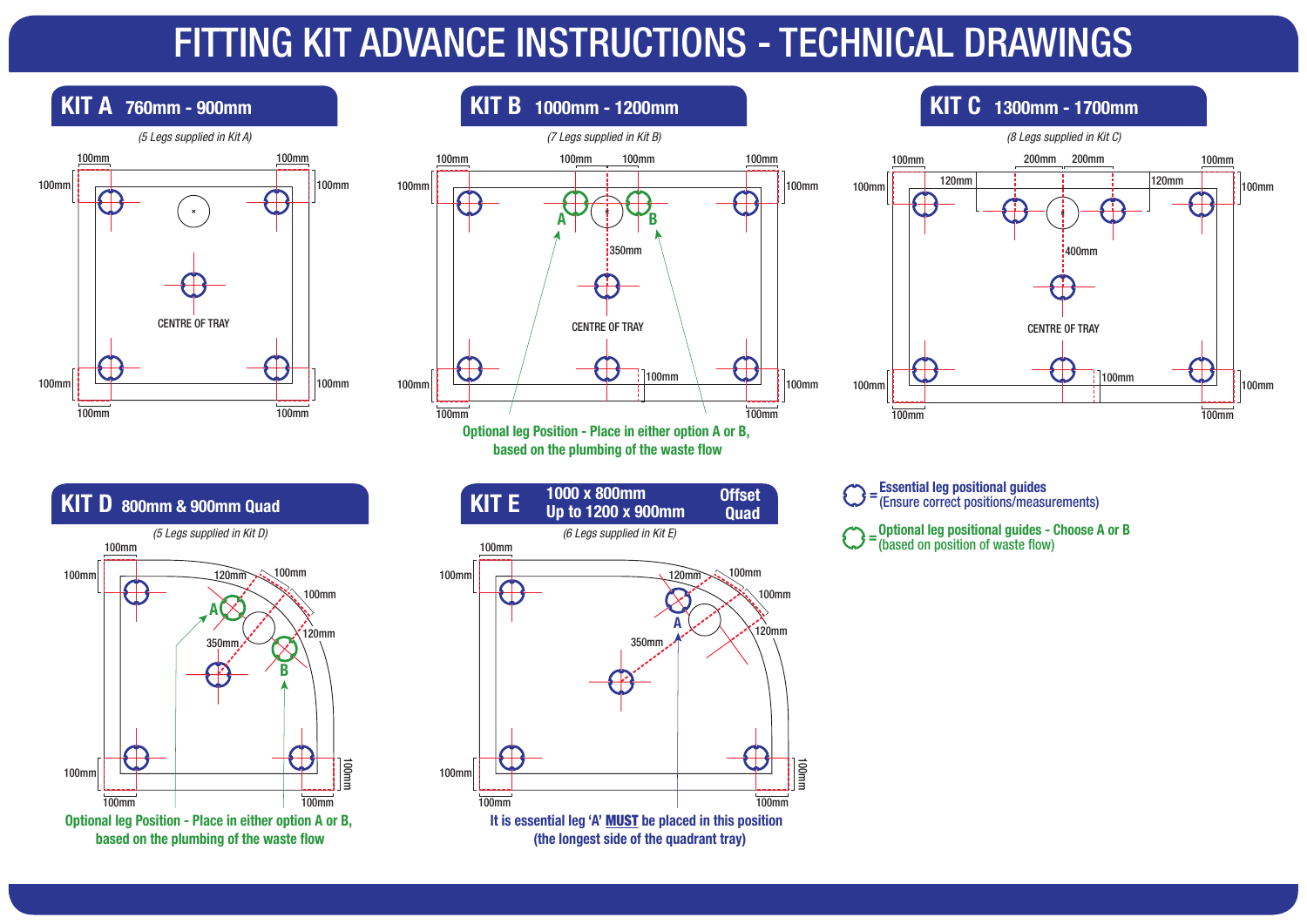# FITTING KIT ADVANCE INSTRUCTIONS - TECHNICAL DRAWINGS

## KIT A 760mm - 900mm

*(5 Legs supplied in Kit A)*

100mm 100mm 100mm 100mm

CENTRE OF TRAY

100mm 100mm 100mm 100mm

## KIT B 1000mm - 1200mm

*(7 Legs supplied in Kit B)*

100mm 100mm 100mm 100mm 100mm 100mm

A B

350mm

CENTRE OF TRAY

100mm

100mm 100mm 100mm 100mm

**Optional leg Position - Place in either option A or B, based on the plumbing of the waste flow**

## KIT C 1300mm - 1700mm

*(8 Legs supplied in Kit C)*

100mm 200mm 200mm 100mm

100mm 120mm 120mm 100mm

400mm

CENTRE OF TRAY

100mm

100mm 100mm 100mm 100mm

## KIT D 800mm & 900mm Quad

*(5 Legs supplied in Kit D)*

100mm 100mm 120mm 100mm 100mm

A

350mm 120mm

B

100mm 100mm 100mm 100mm

**Optional leg Position - Place in either option A or B, based on the plumbing of the waste flow**

## KIT E 1000 x 800mm Up to 1200 x 900mm Offset Quad

*(6 Legs supplied in Kit E)*

100mm 100mm 120mm 100mm 100mm

A

350mm 120mm

100mm 100mm 100mm 100mm

**It is essential leg 'A' MUST be placed in this position (the longest side of the quadrant tray)**

= **Essential leg positional guides** (Ensure correct positions/measurements)

= **Optional leg positional guides - Choose A or B** (based on position of waste flow)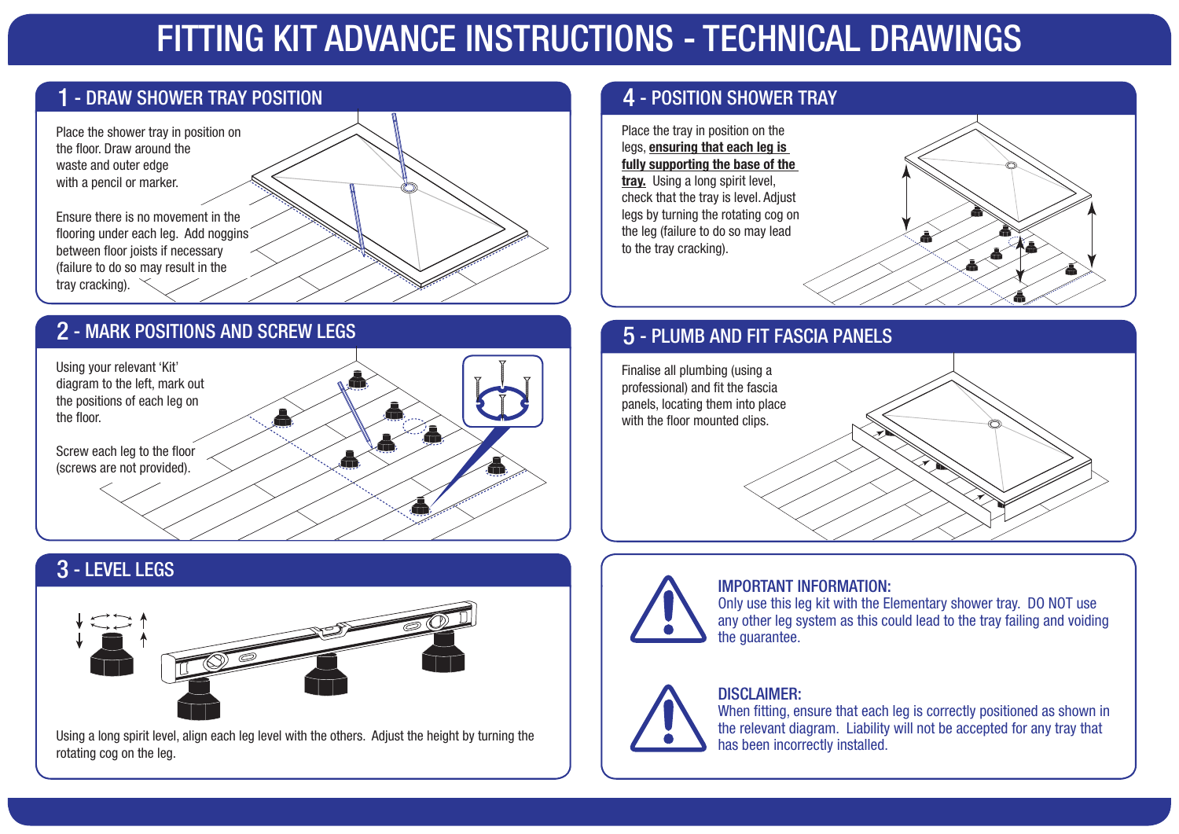# FITTING KIT ADVANCE INSTRUCTIONS - TECHNICAL DRAWINGS

## 1 - DRAW SHOWER TRAY POSITION

Place the shower tray in position on the floor. Draw around the waste and outer edge with a pencil or marker.

Ensure there is no movement in the flooring under each leg. Add noggins between floor joists if necessary (failure to do so may result in the tray cracking).

## 2 - MARK POSITIONS AND SCREW LEGS

Using your relevant 'Kit' diagram to the left, mark out the positions of each leg on the floor.

Screw each leg to the floor (screws are not provided).

## 3 - LEVEL LEGS

Using a long spirit level, align each leg level with the others. Adjust the height by turning the rotating cog on the leg.

## 4 - POSITION SHOWER TRAY

Place the tray in position on the legs, **ensuring that each leg is fully supporting the base of the tray.** Using a long spirit level, check that the tray is level. Adjust legs by turning the rotating cog on the leg (failure to do so may lead to the tray cracking).

## 5 - PLUMB AND FIT FASCIA PANELS

Finalise all plumbing (using a professional) and fit the fascia panels, locating them into place with the floor mounted clips.

### IMPORTANT INFORMATION:

Only use this leg kit with the Elementary shower tray. DO NOT use any other leg system as this could lead to the tray failing and voiding the guarantee.

### DISCLAIMER:

When fitting, ensure that each leg is correctly positioned as shown in the relevant diagram. Liability will not be accepted for any tray that has been incorrectly installed.